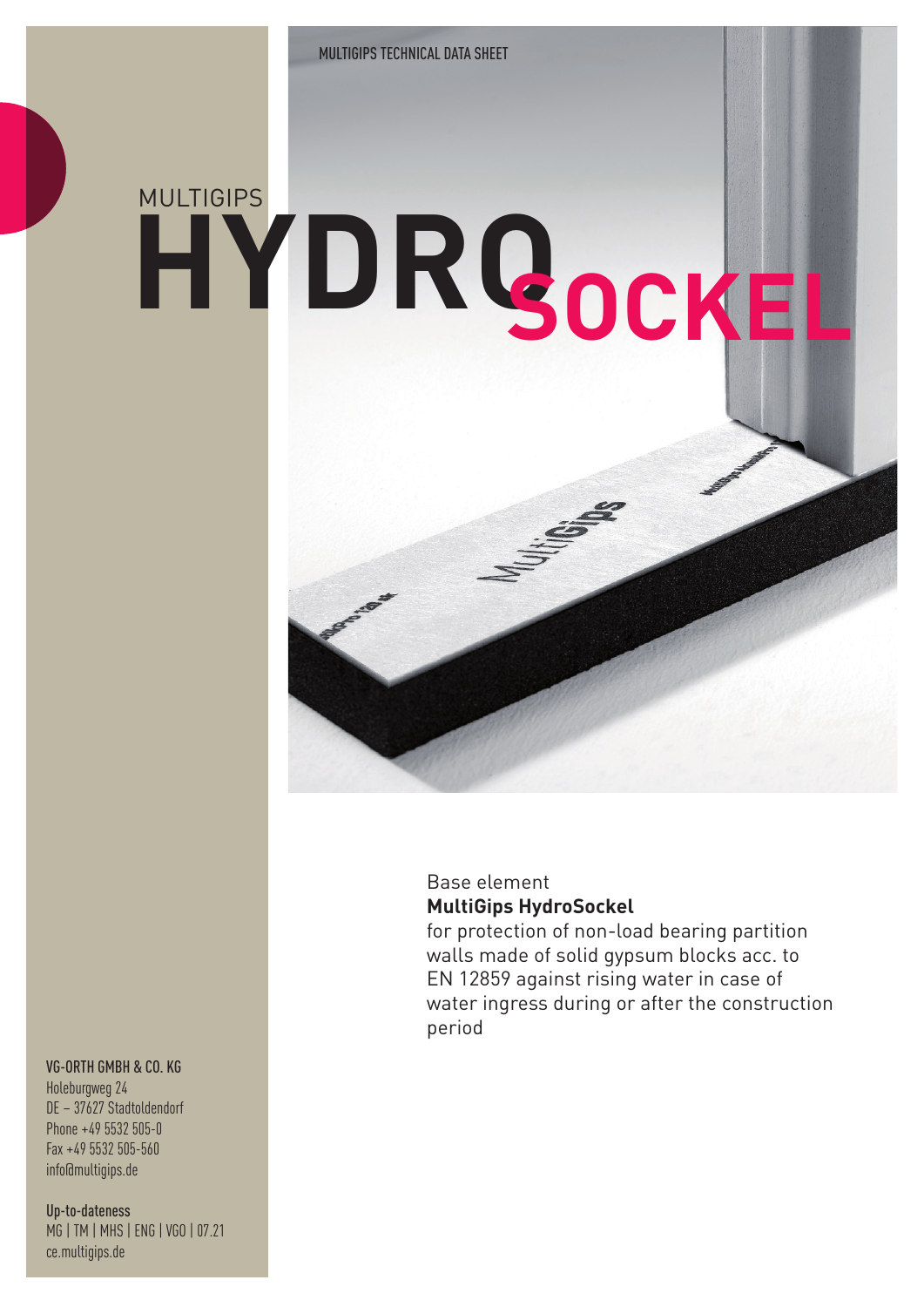# MULTIGIPS HYDRO SOCKEL

Base element
**MultiGips HydroSockel**
for protection of non-load bearing partition walls made of solid gypsum blocks acc. to EN 12859 against rising water in case of water ingress during or after the construction period

**VG-ORTH GMBH & CO. KG**
Holeburgweg 24
DE – 37627 Stadtoldendorf
Phone +49 5532 505-0
Fax +49 5532 505-560
info@multigips.de

**Up-to-dateness**
MG | TM | MHS | ENG | VGO | 07.21
ce.multigips.de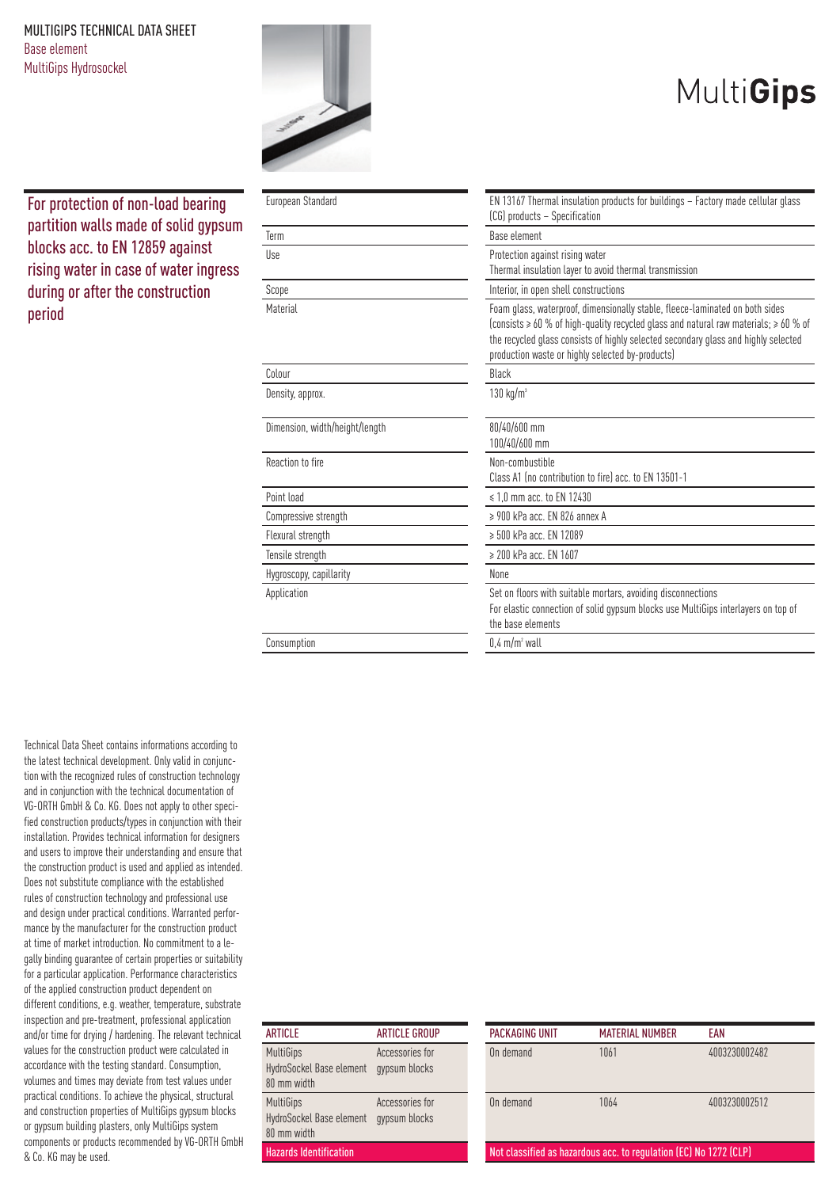MULTIGIPS TECHNICAL DATA SHEET
Base element
MultiGips Hydrosockel

MultiGips

## For protection of non-load bearing partition walls made of solid gypsum blocks acc. to EN 12859 against rising water in case of water ingress during or after the construction period

| | |
|---|---|
| European Standard | EN 13167 Thermal insulation products for buildings – Factory made cellular glass (CG) products – Specification |
| Term | Base element |
| Use | Protection against rising water<br>Thermal insulation layer to avoid thermal transmission |
| Scope | Interior, in open shell constructions |
| Material | Foam glass, waterproof, dimensionally stable, fleece-laminated on both sides (consists ≥ 60 % of high-quality recycled glass and natural raw materials; ≥ 60 % of the recycled glass consists of highly selected secondary glass and highly selected production waste or highly selected by-products) |
| Colour | Black |
| Density, approx. | 130 kg/m³ |
| Dimension, width/height/length | 80/40/600 mm<br>100/40/600 mm |
| Reaction to fire | Non-combustible<br>Class A1 (no contribution to fire) acc. to EN 13501-1 |
| Point load | ≤ 1,0 mm acc. to EN 12430 |
| Compressive strength | ≥ 900 kPa acc. EN 826 annex A |
| Flexural strength | ≥ 500 kPa acc. EN 12089 |
| Tensile strength | ≥ 200 kPa acc. EN 1607 |
| Hygroscopy, capillarity | None |
| Application | Set on floors with suitable mortars, avoiding disconnections<br>For elastic connection of solid gypsum blocks use MultiGips interlayers on top of the base elements |
| Consumption | 0,4 m/m² wall |

Technical Data Sheet contains informations according to the latest technical development. Only valid in conjunction with the recognized rules of construction technology and in conjunction with the technical documentation of VG-ORTH GmbH & Co. KG. Does not apply to other specified construction products/types in conjunction with their installation. Provides technical information for designers and users to improve their understanding and ensure that the construction product is used and applied as intended. Does not substitute compliance with the established rules of construction technology and professional use and design under practical conditions. Warranted performance by the manufacturer for the construction product at time of market introduction. No commitment to a legally binding guarantee of certain properties or suitability for a particular application. Performance characteristics of the applied construction product dependent on different conditions, e.g. weather, temperature, substrate inspection and pre-treatment, professional application and/or time for drying / hardening. The relevant technical values for the construction product were calculated in accordance with the testing standard. Consumption, volumes and times may deviate from test values under practical conditions. To achieve the physical, structural and construction properties of MultiGips gypsum blocks or gypsum building plasters, only MultiGips system components or products recommended by VG-ORTH GmbH & Co. KG may be used.

| ARTICLE | ARTICLE GROUP | PACKAGING UNIT | MATERIAL NUMBER | EAN |
|---|---|---|---|---|
| MultiGips HydroSockel Base element 80 mm width | Accessories for gypsum blocks | On demand | 1061 | 4003230002482 |
| MultiGips HydroSockel Base element 80 mm width | Accessories for gypsum blocks | On demand | 1064 | 4003230002512 |

**Hazards Identification:** Not classified as hazardous acc. to regulation (EC) No 1272 (CLP)